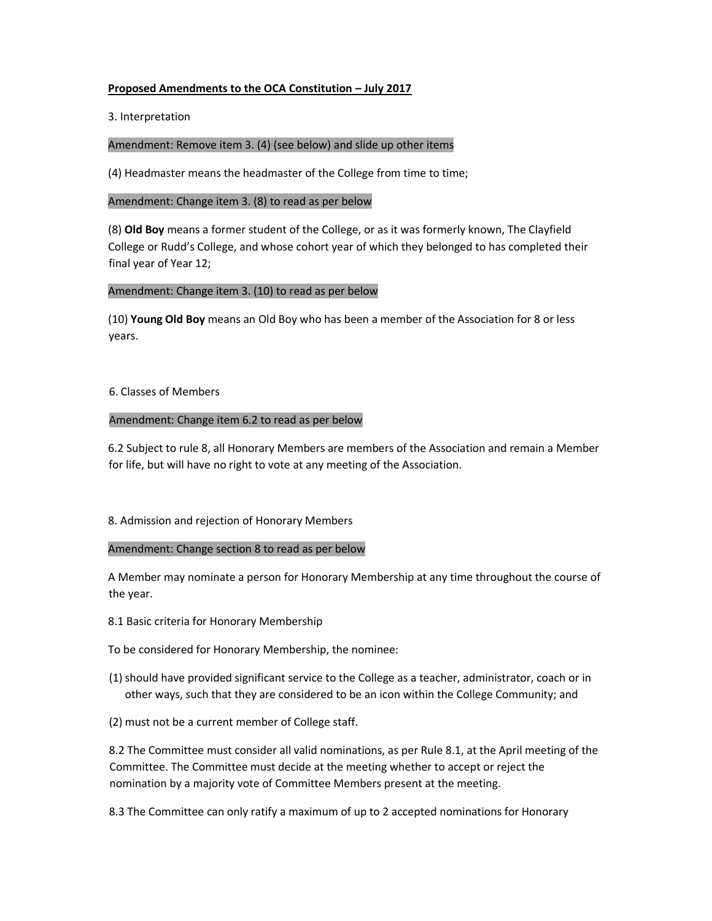**Proposed Amendments to the OCA Constitution – July 2017**

3. Interpretation

Amendment: Remove item 3. (4) (see below) and slide up other items

(4) Headmaster means the headmaster of the College from time to time;

Amendment: Change item 3. (8) to read as per below

(8) **Old Boy** means a former student of the College, or as it was formerly known, The Clayfield College or Rudd's College, and whose cohort year of which they belonged to has completed their final year of Year 12;

Amendment: Change item 3. (10) to read as per below

(10) **Young Old Boy** means an Old Boy who has been a member of the Association for 8 or less years.

6. Classes of Members

Amendment: Change item 6.2 to read as per below

6.2 Subject to rule 8, all Honorary Members are members of the Association and remain a Member for life, but will have no right to vote at any meeting of the Association.

8. Admission and rejection of Honorary Members

Amendment: Change section 8 to read as per below

A Member may nominate a person for Honorary Membership at any time throughout the course of the year.

8.1 Basic criteria for Honorary Membership

To be considered for Honorary Membership, the nominee:

(1) should have provided significant service to the College as a teacher, administrator, coach or in other ways, such that they are considered to be an icon within the College Community; and

(2) must not be a current member of College staff.

8.2 The Committee must consider all valid nominations, as per Rule 8.1, at the April meeting of the Committee. The Committee must decide at the meeting whether to accept or reject the nomination by a majority vote of Committee Members present at the meeting.

8.3 The Committee can only ratify a maximum of up to 2 accepted nominations for Honorary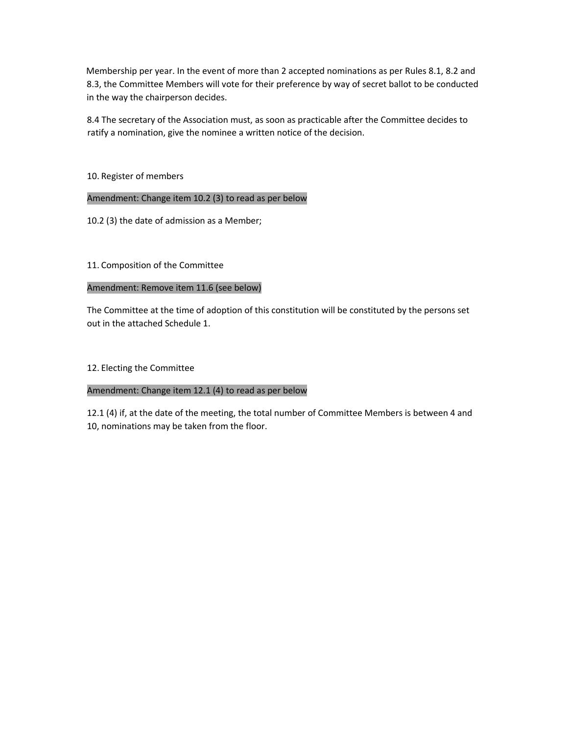Membership per year. In the event of more than 2 accepted nominations as per Rules 8.1, 8.2 and 8.3, the Committee Members will vote for their preference by way of secret ballot to be conducted in the way the chairperson decides.

8.4 The secretary of the Association must, as soon as practicable after the Committee decides to ratify a nomination, give the nominee a written notice of the decision.

10. Register of members

Amendment: Change item 10.2 (3) to read as per below

10.2 (3) the date of admission as a Member;

11. Composition of the Committee

Amendment: Remove item 11.6 (see below)

The Committee at the time of adoption of this constitution will be constituted by the persons set out in the attached Schedule 1.

12. Electing the Committee

Amendment: Change item 12.1 (4) to read as per below

12.1 (4) if, at the date of the meeting, the total number of Committee Members is between 4 and 10, nominations may be taken from the floor.